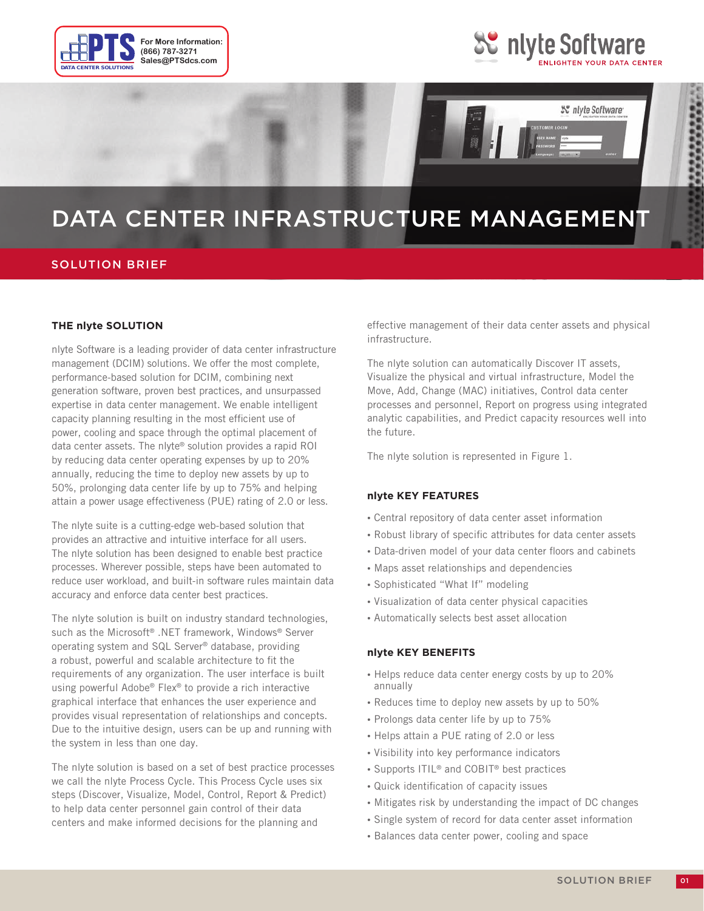For More Information:
(866) 787-3271
Sales@PTSdcs.com

# DATA CENTER INFRASTRUCTURE MANAGEMENT

## SOLUTION BRIEF

### THE nlyte SOLUTION

nlyte Software is a leading provider of data center infrastructure management (DCIM) solutions. We offer the most complete, performance-based solution for DCIM, combining next generation software, proven best practices, and unsurpassed expertise in data center management. We enable intelligent capacity planning resulting in the most efficient use of power, cooling and space through the optimal placement of data center assets. The nlyte® solution provides a rapid ROI by reducing data center operating expenses by up to 20% annually, reducing the time to deploy new assets by up to 50%, prolonging data center life by up to 75% and helping attain a power usage effectiveness (PUE) rating of 2.0 or less.

The nlyte suite is a cutting-edge web-based solution that provides an attractive and intuitive interface for all users. The nlyte solution has been designed to enable best practice processes. Wherever possible, steps have been automated to reduce user workload, and built-in software rules maintain data accuracy and enforce data center best practices.

The nlyte solution is built on industry standard technologies, such as the Microsoft® .NET framework, Windows® Server operating system and SQL Server® database, providing a robust, powerful and scalable architecture to fit the requirements of any organization. The user interface is built using powerful Adobe® Flex® to provide a rich interactive graphical interface that enhances the user experience and provides visual representation of relationships and concepts. Due to the intuitive design, users can be up and running with the system in less than one day.

The nlyte solution is based on a set of best practice processes we call the nlyte Process Cycle. This Process Cycle uses six steps (Discover, Visualize, Model, Control, Report & Predict) to help data center personnel gain control of their data centers and make informed decisions for the planning and effective management of their data center assets and physical infrastructure.

The nlyte solution can automatically Discover IT assets, Visualize the physical and virtual infrastructure, Model the Move, Add, Change (MAC) initiatives, Control data center processes and personnel, Report on progress using integrated analytic capabilities, and Predict capacity resources well into the future.

The nlyte solution is represented in Figure 1.

### nlyte KEY FEATURES

- Central repository of data center asset information
- Robust library of specific attributes for data center assets
- Data-driven model of your data center floors and cabinets
- Maps asset relationships and dependencies
- Sophisticated "What If" modeling
- Visualization of data center physical capacities
- Automatically selects best asset allocation

### nlyte KEY BENEFITS

- Helps reduce data center energy costs by up to 20% annually
- Reduces time to deploy new assets by up to 50%
- Prolongs data center life by up to 75%
- Helps attain a PUE rating of 2.0 or less
- Visibility into key performance indicators
- Supports ITIL® and COBIT® best practices
- Quick identification of capacity issues
- Mitigates risk by understanding the impact of DC changes
- Single system of record for data center asset information
- Balances data center power, cooling and space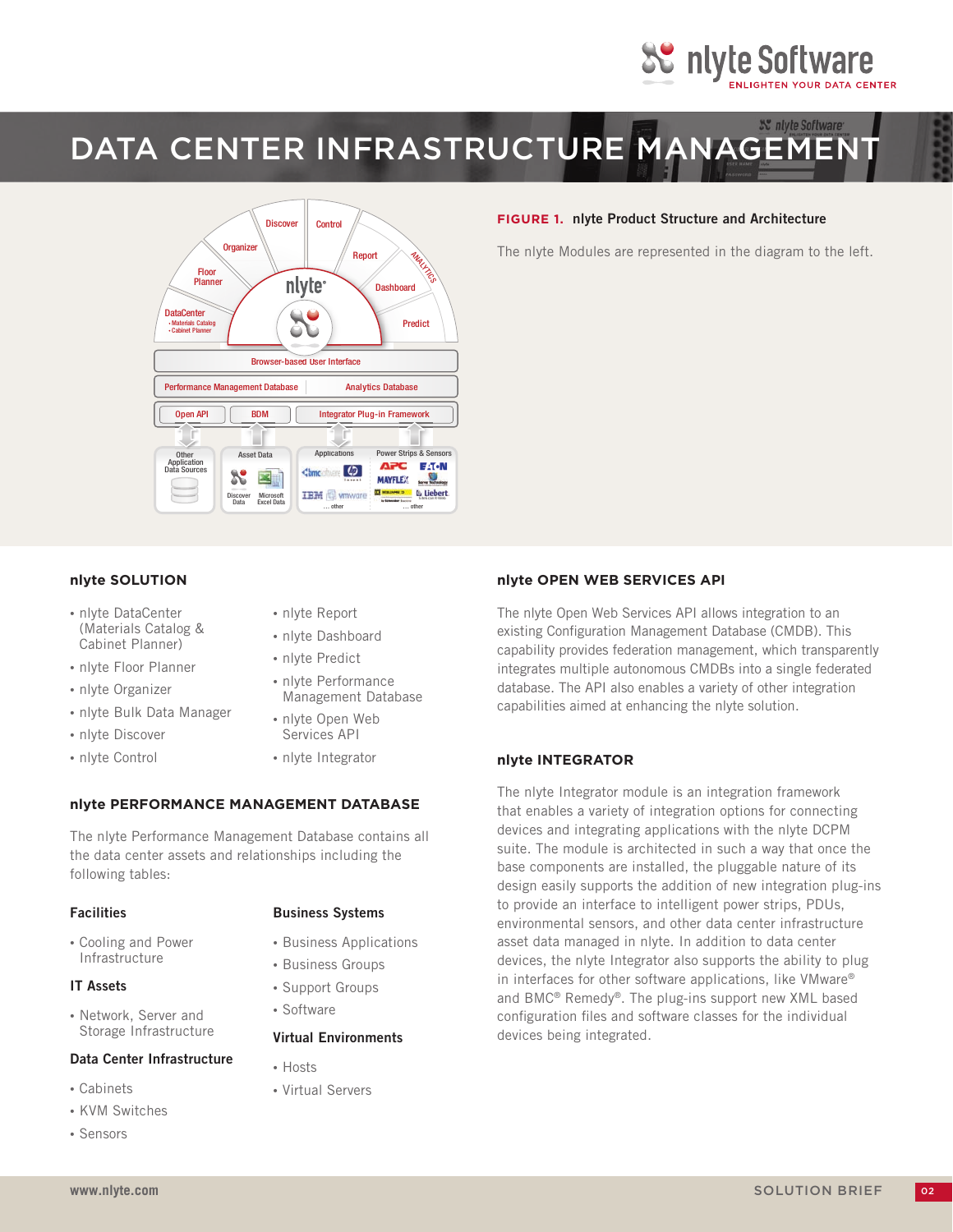# DATA CENTER INFRASTRUCTURE MANAGEMENT

Discover
Control
Organizer
Report
ANALYTICS
Floor Planner
nlyte
Dashboard
DataCenter
• Materials Catalog
• Cabinet Planner
Predict
Browser-based User Interface
Performance Management Database
Analytics Database
Open API
BDM
Integrator Plug-in Framework
Other Application Data Sources
Asset Data
Discover Data
Microsoft Excel Data
Applications
Power Strips & Sensors
... other
... other

**FIGURE 1. nlyte Product Structure and Architecture**

The nlyte Modules are represented in the diagram to the left.

## nlyte SOLUTION

- nlyte DataCenter (Materials Catalog & Cabinet Planner)
- nlyte Floor Planner
- nlyte Organizer
- nlyte Bulk Data Manager
- nlyte Discover
- nlyte Control
- nlyte Report
- nlyte Dashboard
- nlyte Predict
- nlyte Performance Management Database
- nlyte Open Web Services API
- nlyte Integrator

## nlyte PERFORMANCE MANAGEMENT DATABASE

The nlyte Performance Management Database contains all the data center assets and relationships including the following tables:

### Facilities

- Cooling and Power Infrastructure

### IT Assets

- Network, Server and Storage Infrastructure

### Data Center Infrastructure

- Cabinets
- KVM Switches
- Sensors

### Business Systems

- Business Applications
- Business Groups
- Support Groups
- Software

### Virtual Environments

- Hosts
- Virtual Servers

## nlyte OPEN WEB SERVICES API

The nlyte Open Web Services API allows integration to an existing Configuration Management Database (CMDB). This capability provides federation management, which transparently integrates multiple autonomous CMDBs into a single federated database. The API also enables a variety of other integration capabilities aimed at enhancing the nlyte solution.

## nlyte INTEGRATOR

The nlyte Integrator module is an integration framework that enables a variety of integration options for connecting devices and integrating applications with the nlyte DCPM suite. The module is architected in such a way that once the base components are installed, the pluggable nature of its design easily supports the addition of new integration plug-ins to provide an interface to intelligent power strips, PDUs, environmental sensors, and other data center infrastructure asset data managed in nlyte. In addition to data center devices, the nlyte Integrator also supports the ability to plug in interfaces for other software applications, like VMware® and BMC® Remedy®. The plug-ins support new XML based configuration files and software classes for the individual devices being integrated.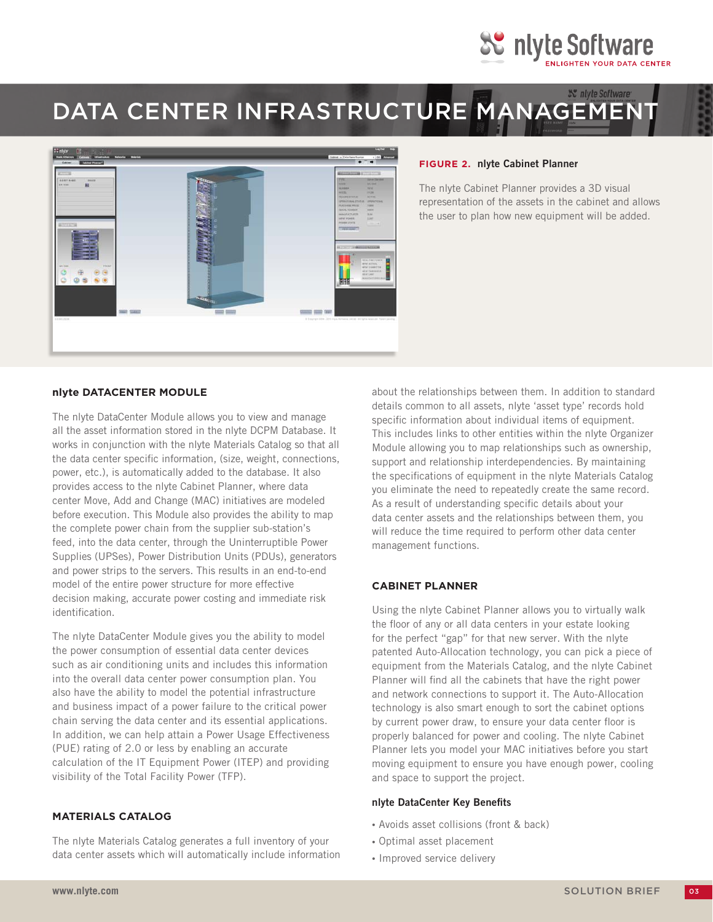# DATA CENTER INFRASTRUCTURE MANAGEMENT

**FIGURE 2.** **nlyte Cabinet Planner**

The nlyte Cabinet Planner provides a 3D visual representation of the assets in the cabinet and allows the user to plan how new equipment will be added.

## nlyte DATACENTER MODULE

The nlyte DataCenter Module allows you to view and manage all the asset information stored in the nlyte DCPM Database. It works in conjunction with the nlyte Materials Catalog so that all the data center specific information, (size, weight, connections, power, etc.), is automatically added to the database. It also provides access to the nlyte Cabinet Planner, where data center Move, Add and Change (MAC) initiatives are modeled before execution. This Module also provides the ability to map the complete power chain from the supplier sub-station's feed, into the data center, through the Uninterruptible Power Supplies (UPSes), Power Distribution Units (PDUs), generators and power strips to the servers. This results in an end-to-end model of the entire power structure for more effective decision making, accurate power costing and immediate risk identification.

The nlyte DataCenter Module gives you the ability to model the power consumption of essential data center devices such as air conditioning units and includes this information into the overall data center power consumption plan. You also have the ability to model the potential infrastructure and business impact of a power failure to the critical power chain serving the data center and its essential applications. In addition, we can help attain a Power Usage Effectiveness (PUE) rating of 2.0 or less by enabling an accurate calculation of the IT Equipment Power (ITEP) and providing visibility of the Total Facility Power (TFP).

## MATERIALS CATALOG

The nlyte Materials Catalog generates a full inventory of your data center assets which will automatically include information about the relationships between them. In addition to standard details common to all assets, nlyte 'asset type' records hold specific information about individual items of equipment. This includes links to other entities within the nlyte Organizer Module allowing you to map relationships such as ownership, support and relationship interdependencies. By maintaining the specifications of equipment in the nlyte Materials Catalog you eliminate the need to repeatedly create the same record. As a result of understanding specific details about your data center assets and the relationships between them, you will reduce the time required to perform other data center management functions.

## CABINET PLANNER

Using the nlyte Cabinet Planner allows you to virtually walk the floor of any or all data centers in your estate looking for the perfect "gap" for that new server. With the nlyte patented Auto-Allocation technology, you can pick a piece of equipment from the Materials Catalog, and the nlyte Cabinet Planner will find all the cabinets that have the right power and network connections to support it. The Auto-Allocation technology is also smart enough to sort the cabinet options by current power draw, to ensure your data center floor is properly balanced for power and cooling. The nlyte Cabinet Planner lets you model your MAC initiatives before you start moving equipment to ensure you have enough power, cooling and space to support the project.

### nlyte DataCenter Key Benefits

- Avoids asset collisions (front & back)
- Optimal asset placement
- Improved service delivery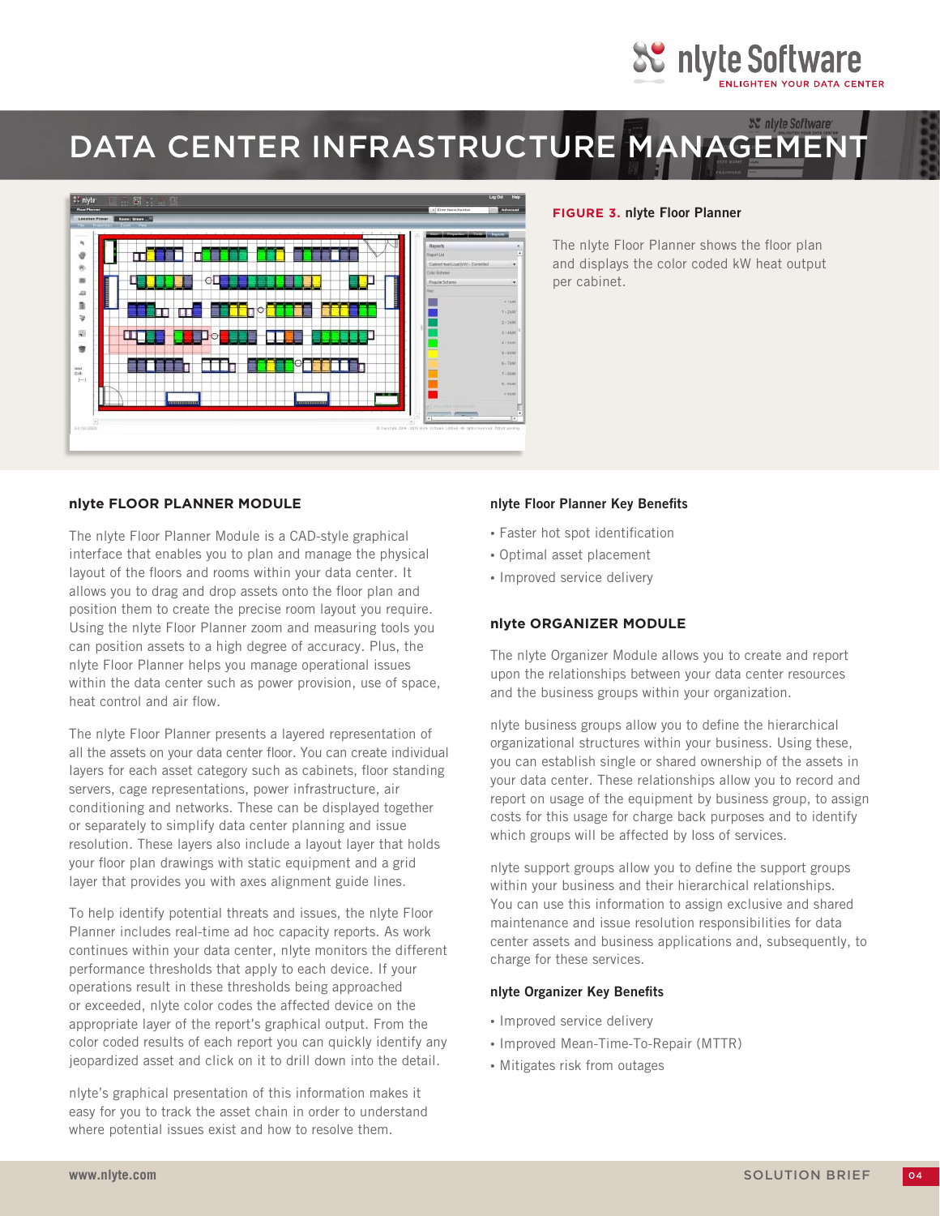# DATA CENTER INFRASTRUCTURE MANAGEMENT

**FIGURE 3.** nlyte Floor Planner

The nlyte Floor Planner shows the floor plan and displays the color coded kW heat output per cabinet.

## nlyte FLOOR PLANNER MODULE

The nlyte Floor Planner Module is a CAD-style graphical interface that enables you to plan and manage the physical layout of the floors and rooms within your data center. It allows you to drag and drop assets onto the floor plan and position them to create the precise room layout you require. Using the nlyte Floor Planner zoom and measuring tools you can position assets to a high degree of accuracy. Plus, the nlyte Floor Planner helps you manage operational issues within the data center such as power provision, use of space, heat control and air flow.

The nlyte Floor Planner presents a layered representation of all the assets on your data center floor. You can create individual layers for each asset category such as cabinets, floor standing servers, cage representations, power infrastructure, air conditioning and networks. These can be displayed together or separately to simplify data center planning and issue resolution. These layers also include a layout layer that holds your floor plan drawings with static equipment and a grid layer that provides you with axes alignment guide lines.

To help identify potential threats and issues, the nlyte Floor Planner includes real-time ad hoc capacity reports. As work continues within your data center, nlyte monitors the different performance thresholds that apply to each device. If your operations result in these thresholds being approached or exceeded, nlyte color codes the affected device on the appropriate layer of the report's graphical output. From the color coded results of each report you can quickly identify any jeopardized asset and click on it to drill down into the detail.

nlyte's graphical presentation of this information makes it easy for you to track the asset chain in order to understand where potential issues exist and how to resolve them.

### nlyte Floor Planner Key Benefits

- Faster hot spot identification
- Optimal asset placement
- Improved service delivery

## nlyte ORGANIZER MODULE

The nlyte Organizer Module allows you to create and report upon the relationships between your data center resources and the business groups within your organization.

nlyte business groups allow you to define the hierarchical organizational structures within your business. Using these, you can establish single or shared ownership of the assets in your data center. These relationships allow you to record and report on usage of the equipment by business group, to assign costs for this usage for charge back purposes and to identify which groups will be affected by loss of services.

nlyte support groups allow you to define the support groups within your business and their hierarchical relationships. You can use this information to assign exclusive and shared maintenance and issue resolution responsibilities for data center assets and business applications and, subsequently, to charge for these services.

### nlyte Organizer Key Benefits

- Improved service delivery
- Improved Mean-Time-To-Repair (MTTR)
- Mitigates risk from outages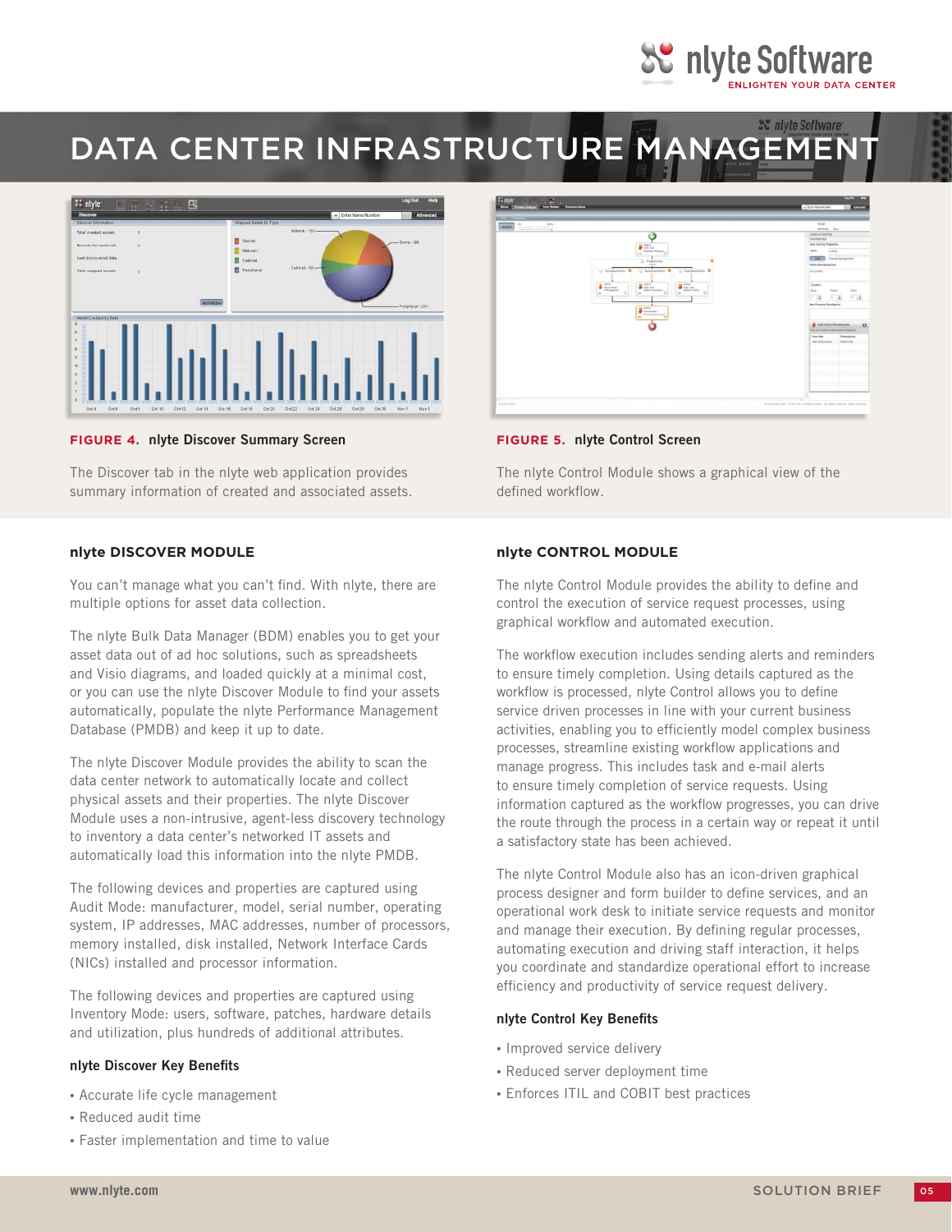# DATA CENTER INFRASTRUCTURE MANAGEMENT

**FIGURE 4. nlyte Discover Summary Screen**

The Discover tab in the nlyte web application provides summary information of created and associated assets.

**FIGURE 5. nlyte Control Screen**

The nlyte Control Module shows a graphical view of the defined workflow.

## nlyte DISCOVER MODULE

You can't manage what you can't find. With nlyte, there are multiple options for asset data collection.

The nlyte Bulk Data Manager (BDM) enables you to get your asset data out of ad hoc solutions, such as spreadsheets and Visio diagrams, and loaded quickly at a minimal cost, or you can use the nlyte Discover Module to find your assets automatically, populate the nlyte Performance Management Database (PMDB) and keep it up to date.

The nlyte Discover Module provides the ability to scan the data center network to automatically locate and collect physical assets and their properties. The nlyte Discover Module uses a non-intrusive, agent-less discovery technology to inventory a data center's networked IT assets and automatically load this information into the nlyte PMDB.

The following devices and properties are captured using Audit Mode: manufacturer, model, serial number, operating system, IP addresses, MAC addresses, number of processors, memory installed, disk installed, Network Interface Cards (NICs) installed and processor information.

The following devices and properties are captured using Inventory Mode: users, software, patches, hardware details and utilization, plus hundreds of additional attributes.

### nlyte Discover Key Benefits

- Accurate life cycle management
- Reduced audit time
- Faster implementation and time to value

## nlyte CONTROL MODULE

The nlyte Control Module provides the ability to define and control the execution of service request processes, using graphical workflow and automated execution.

The workflow execution includes sending alerts and reminders to ensure timely completion. Using details captured as the workflow is processed, nlyte Control allows you to define service driven processes in line with your current business activities, enabling you to efficiently model complex business processes, streamline existing workflow applications and manage progress. This includes task and e-mail alerts to ensure timely completion of service requests. Using information captured as the workflow progresses, you can drive the route through the process in a certain way or repeat it until a satisfactory state has been achieved.

The nlyte Control Module also has an icon-driven graphical process designer and form builder to define services, and an operational work desk to initiate service requests and monitor and manage their execution. By defining regular processes, automating execution and driving staff interaction, it helps you coordinate and standardize operational effort to increase efficiency and productivity of service request delivery.

### nlyte Control Key Benefits

- Improved service delivery
- Reduced server deployment time
- Enforces ITIL and COBIT best practices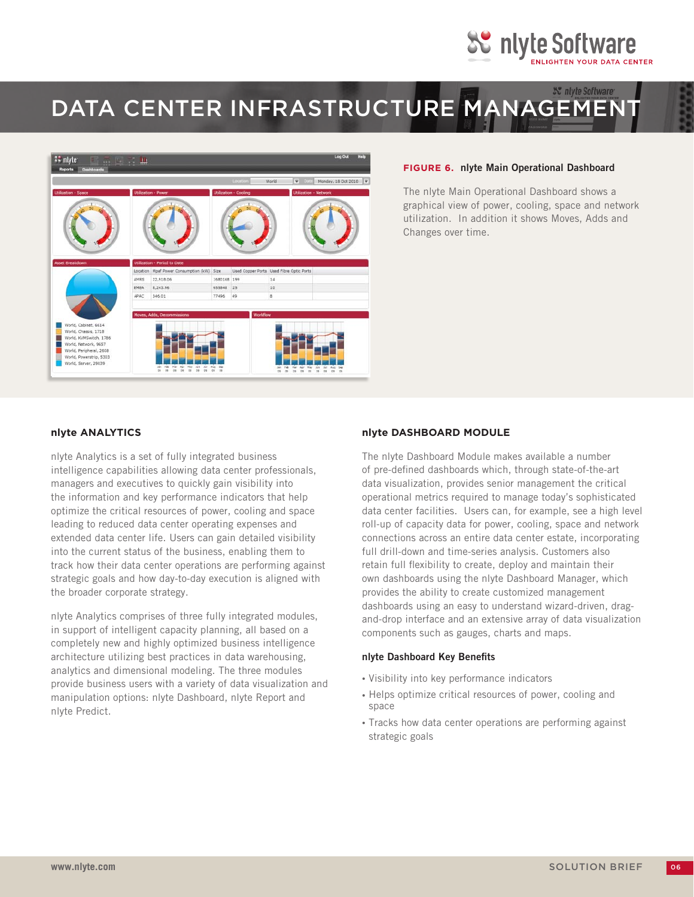# DATA CENTER INFRASTRUCTURE MANAGEMENT

**FIGURE 6. nlyte Main Operational Dashboard**

The nlyte Main Operational Dashboard shows a graphical view of power, cooling, space and network utilization. In addition it shows Moves, Adds and Changes over time.

## nlyte ANALYTICS

nlyte Analytics is a set of fully integrated business intelligence capabilities allowing data center professionals, managers and executives to quickly gain visibility into the information and key performance indicators that help optimize the critical resources of power, cooling and space leading to reduced data center operating expenses and extended data center life. Users can gain detailed visibility into the current status of the business, enabling them to track how their data center operations are performing against strategic goals and how day-to-day execution is aligned with the broader corporate strategy.

nlyte Analytics comprises of three fully integrated modules, in support of intelligent capacity planning, all based on a completely new and highly optimized business intelligence architecture utilizing best practices in data warehousing, analytics and dimensional modeling. The three modules provide business users with a variety of data visualization and manipulation options: nlyte Dashboard, nlyte Report and nlyte Predict.

## nlyte DASHBOARD MODULE

The nlyte Dashboard Module makes available a number of pre-defined dashboards which, through state-of-the-art data visualization, provides senior management the critical operational metrics required to manage today's sophisticated data center facilities. Users can, for example, see a high level roll-up of capacity data for power, cooling, space and network connections across an entire data center estate, incorporating full drill-down and time-series analysis. Customers also retain full flexibility to create, deploy and maintain their own dashboards using the nlyte Dashboard Manager, which provides the ability to create customized management dashboards using an easy to understand wizard-driven, drag-and-drop interface and an extensive array of data visualization components such as gauges, charts and maps.

### nlyte Dashboard Key Benefits

- Visibility into key performance indicators
- Helps optimize critical resources of power, cooling and space
- Tracks how data center operations are performing against strategic goals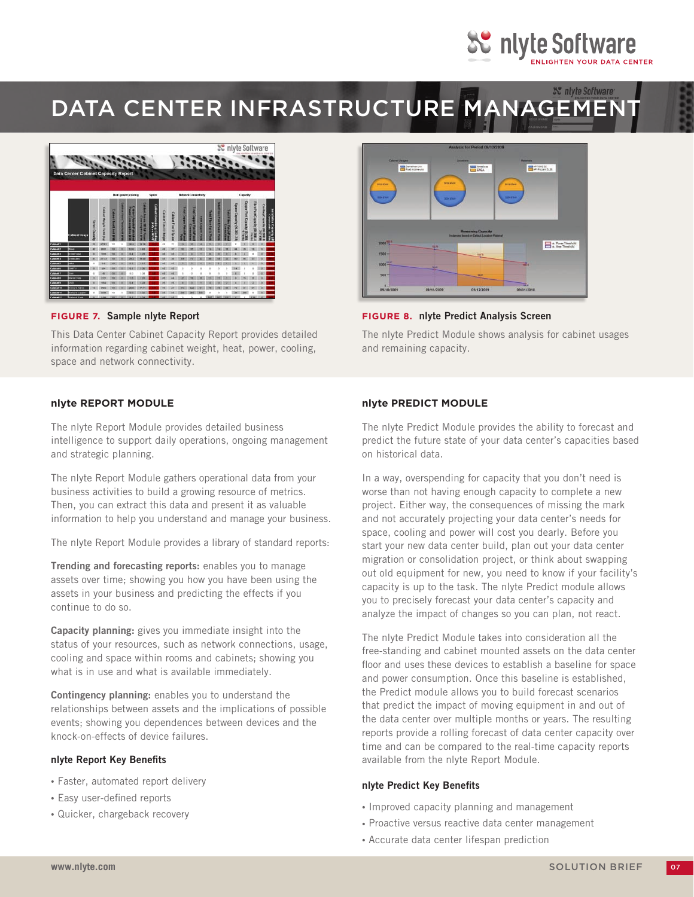# DATA CENTER INFRASTRUCTURE MANAGEMENT

**FIGURE 7.** **Sample nlyte Report**

This Data Center Cabinet Capacity Report provides detailed information regarding cabinet weight, heat, power, cooling, space and network connectivity.

**FIGURE 8.** **nlyte Predict Analysis Screen**

The nlyte Predict Module shows analysis for cabinet usages and remaining capacity.

### nlyte REPORT MODULE

The nlyte Report Module provides detailed business intelligence to support daily operations, ongoing management and strategic planning.

The nlyte Report Module gathers operational data from your business activities to build a growing resource of metrics. Then, you can extract this data and present it as valuable information to help you understand and manage your business.

The nlyte Report Module provides a library of standard reports:

**Trending and forecasting reports:** enables you to manage assets over time; showing you how you have been using the assets in your business and predicting the effects if you continue to do so.

**Capacity planning:** gives you immediate insight into the status of your resources, such as network connections, usage, cooling and space within rooms and cabinets; showing you what is in use and what is available immediately.

**Contingency planning:** enables you to understand the relationships between assets and the implications of possible events; showing you dependences between devices and the knock-on-effects of device failures.

#### nlyte Report Key Benefits

- Faster, automated report delivery
- Easy user-defined reports
- Quicker, chargeback recovery

### nlyte PREDICT MODULE

The nlyte Predict Module provides the ability to forecast and predict the future state of your data center's capacities based on historical data.

In a way, overspending for capacity that you don't need is worse than not having enough capacity to complete a new project. Either way, the consequences of missing the mark and not accurately projecting your data center's needs for space, cooling and power will cost you dearly. Before you start your new data center build, plan out your data center migration or consolidation project, or think about swapping out old equipment for new, you need to know if your facility's capacity is up to the task. The nlyte Predict module allows you to precisely forecast your data center's capacity and analyze the impact of changes so you can plan, not react.

The nlyte Predict Module takes into consideration all the free-standing and cabinet mounted assets on the data center floor and uses these devices to establish a baseline for space and power consumption. Once this baseline is established, the Predict module allows you to build forecast scenarios that predict the impact of moving equipment in and out of the data center over multiple months or years. The resulting reports provide a rolling forecast of data center capacity over time and can be compared to the real-time capacity reports available from the nlyte Report Module.

#### nlyte Predict Key Benefits

- Improved capacity planning and management
- Proactive versus reactive data center management
- Accurate data center lifespan prediction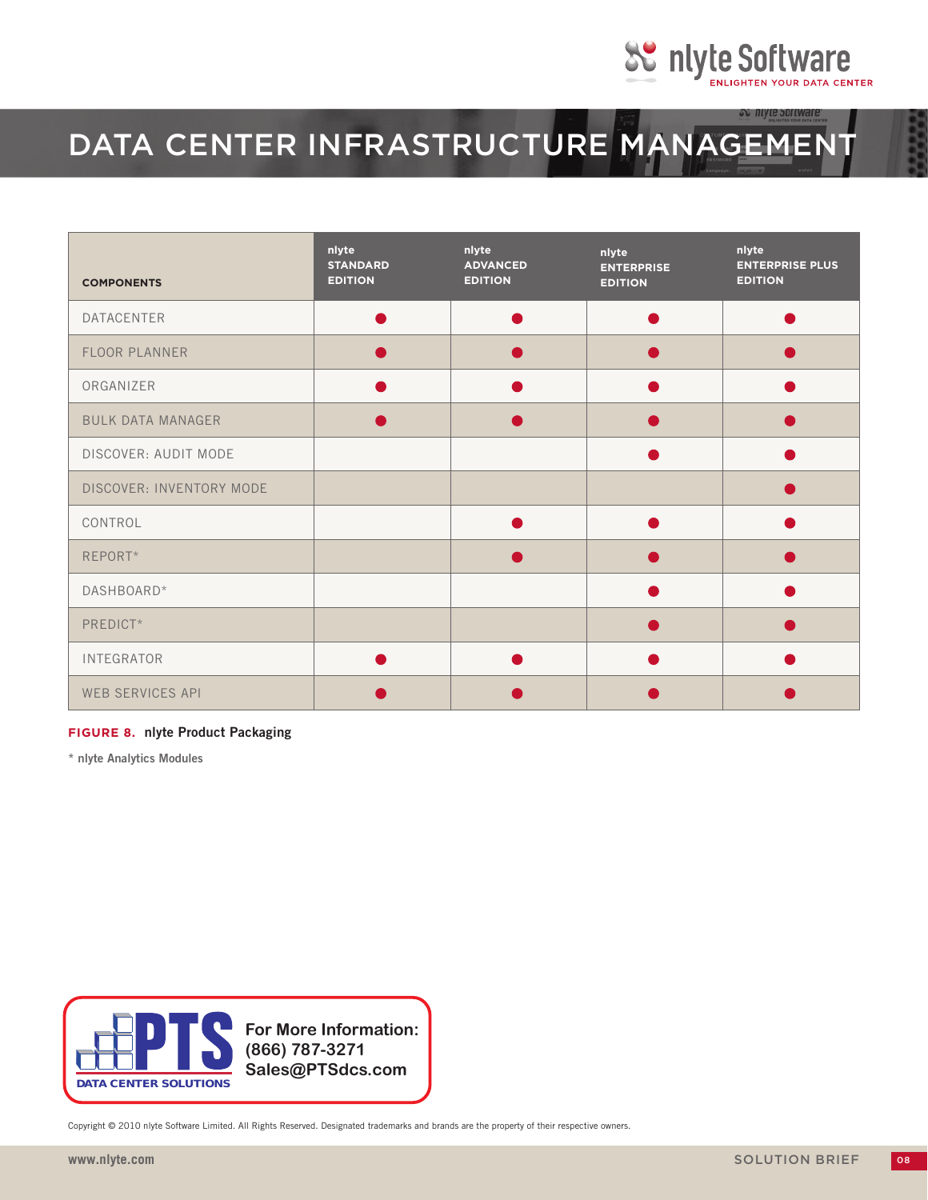# DATA CENTER INFRASTRUCTURE MANAGEMENT

| COMPONENTS | nlyte STANDARD EDITION | nlyte ADVANCED EDITION | nlyte ENTERPRISE EDITION | nlyte ENTERPRISE PLUS EDITION |
|---|---|---|---|---|
| DATACENTER | ● | ● | ● | ● |
| FLOOR PLANNER | ● | ● | ● | ● |
| ORGANIZER | ● | ● | ● | ● |
| BULK DATA MANAGER | ● | ● | ● | ● |
| DISCOVER: AUDIT MODE | | | ● | ● |
| DISCOVER: INVENTORY MODE | | | | ● |
| CONTROL | | ● | ● | ● |
| REPORT* | | ● | ● | ● |
| DASHBOARD* | | | ● | ● |
| PREDICT* | | | ● | ● |
| INTEGRATOR | ● | ● | ● | ● |
| WEB SERVICES API | ● | ● | ● | ● |

**FIGURE 8.** nlyte Product Packaging

* nlyte Analytics Modules

PTS DATA CENTER SOLUTIONS

For More Information:
(866) 787-3271
Sales@PTSdcs.com

Copyright © 2010 nlyte Software Limited. All Rights Reserved. Designated trademarks and brands are the property of their respective owners.

www.nlyte.com

SOLUTION BRIEF